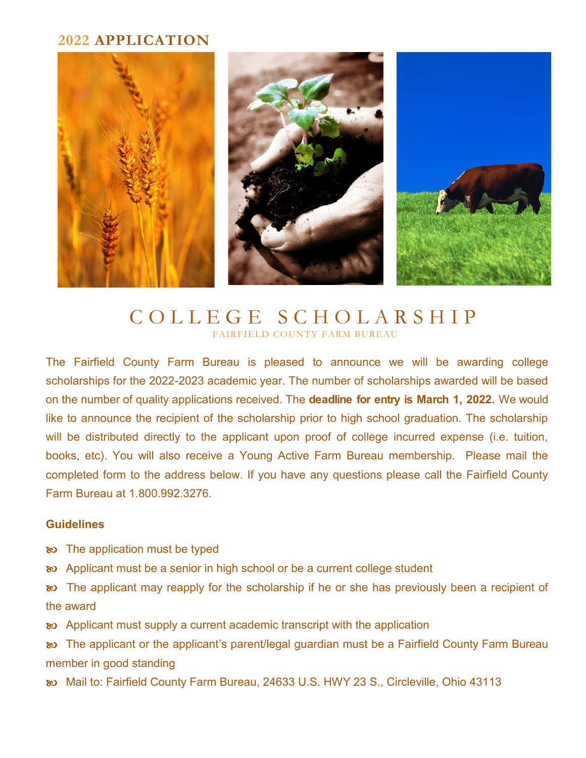## 2022 APPLICATION

# COLLEGE SCHOLARSHIP

FAIRFIELD COUNTY FARM BUREAU

The Fairfield County Farm Bureau is pleased to announce we will be awarding college scholarships for the 2022-2023 academic year. The number of scholarships awarded will be based on the number of quality applications received. The **deadline for entry is March 1, 2022.** We would like to announce the recipient of the scholarship prior to high school graduation. The scholarship will be distributed directly to the applicant upon proof of college incurred expense (i.e. tuition, books, etc). You will also receive a Young Active Farm Bureau membership. Please mail the completed form to the address below. If you have any questions please call the Fairfield County Farm Bureau at 1.800.992.3276.

**Guidelines**

- The application must be typed
- Applicant must be a senior in high school or be a current college student
- The applicant may reapply for the scholarship if he or she has previously been a recipient of the award
- Applicant must supply a current academic transcript with the application
- The applicant or the applicant's parent/legal guardian must be a Fairfield County Farm Bureau member in good standing
- Mail to: Fairfield County Farm Bureau, 24633 U.S. HWY 23 S., Circleville, Ohio 43113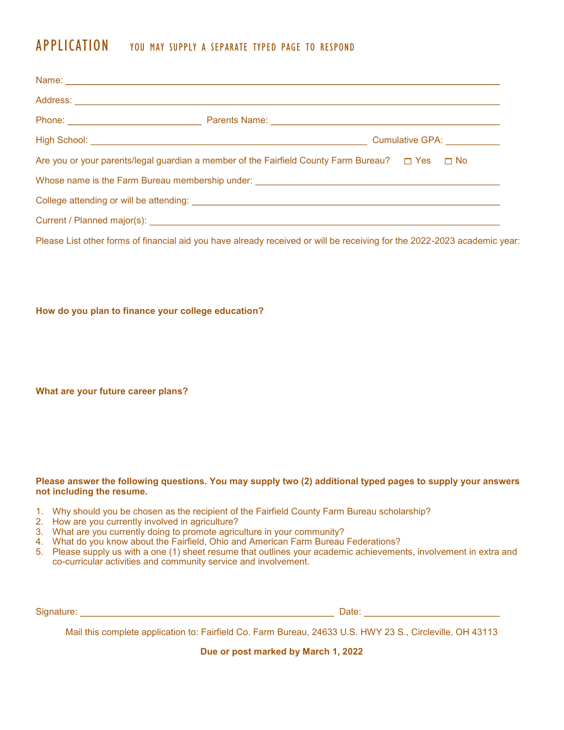# APPLICATION YOU MAY SUPPLY A SEPARATE TYPED PAGE TO RESPOND

Name: ______________________________________________________________________________

Address: ____________________________________________________________________________

Phone: ________________________ Parents Name: ________________________________________

High School: ____________________________________________________ Cumulative GPA: __________

Are you or your parents/legal guardian a member of the Fairfield County Farm Bureau? ☐ Yes ☐ No

Whose name is the Farm Bureau membership under: ___________________________________________

College attending or will be attending: _______________________________________________________

Current / Planned major(s): _______________________________________________________________

Please List other forms of financial aid you have already received or will be receiving for the 2022-2023 academic year:

**How do you plan to finance your college education?**

**What are your future career plans?**

**Please answer the following questions. You may supply two (2) additional typed pages to supply your answers not including the resume.**

1. Why should you be chosen as the recipient of the Fairfield County Farm Bureau scholarship?
2. How are you currently involved in agriculture?
3. What are you currently doing to promote agriculture in your community?
4. What do you know about the Fairfield, Ohio and American Farm Bureau Federations?
5. Please supply us with a one (1) sheet resume that outlines your academic achievements, involvement in extra and co-curricular activities and community service and involvement.

Signature: _____________________________________________ Date: ________________________

Mail this complete application to: Fairfield Co. Farm Bureau, 24633 U.S. HWY 23 S., Circleville, OH 43113

**Due or post marked by March 1, 2022**